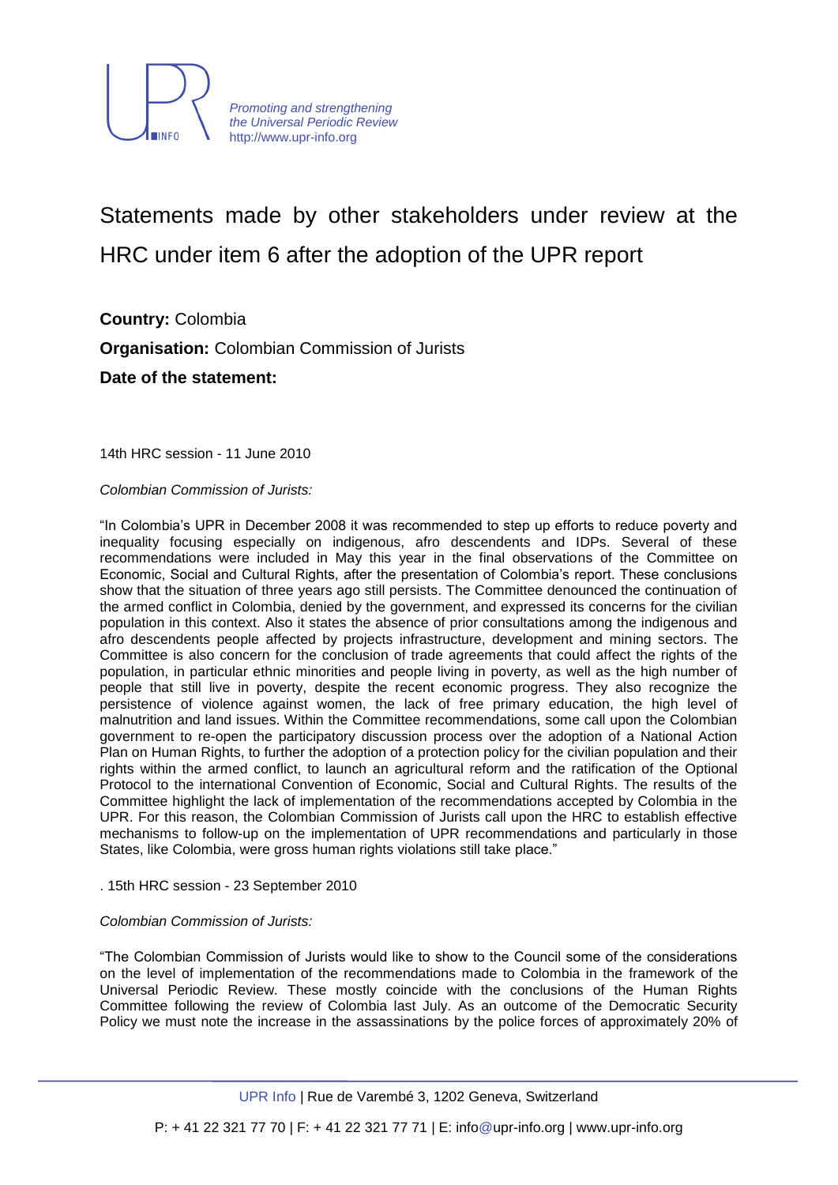# Statements made by other stakeholders under review at the HRC under item 6 after the adoption of the UPR report

**Country:** Colombia

**Organisation:** Colombian Commission of Jurists

**Date of the statement:**

14th HRC session - 11 June 2010

*Colombian Commission of Jurists:*

"In Colombia's UPR in December 2008 it was recommended to step up efforts to reduce poverty and inequality focusing especially on indigenous, afro descendents and IDPs. Several of these recommendations were included in May this year in the final observations of the Committee on Economic, Social and Cultural Rights, after the presentation of Colombia's report. These conclusions show that the situation of three years ago still persists. The Committee denounced the continuation of the armed conflict in Colombia, denied by the government, and expressed its concerns for the civilian population in this context. Also it states the absence of prior consultations among the indigenous and afro descendents people affected by projects infrastructure, development and mining sectors. The Committee is also concern for the conclusion of trade agreements that could affect the rights of the population, in particular ethnic minorities and people living in poverty, as well as the high number of people that still live in poverty, despite the recent economic progress. They also recognize the persistence of violence against women, the lack of free primary education, the high level of malnutrition and land issues. Within the Committee recommendations, some call upon the Colombian government to re-open the participatory discussion process over the adoption of a National Action Plan on Human Rights, to further the adoption of a protection policy for the civilian population and their rights within the armed conflict, to launch an agricultural reform and the ratification of the Optional Protocol to the international Convention of Economic, Social and Cultural Rights. The results of the Committee highlight the lack of implementation of the recommendations accepted by Colombia in the UPR. For this reason, the Colombian Commission of Jurists call upon the HRC to establish effective mechanisms to follow-up on the implementation of UPR recommendations and particularly in those States, like Colombia, were gross human rights violations still take place."

. 15th HRC session - 23 September 2010

*Colombian Commission of Jurists:*

"The Colombian Commission of Jurists would like to show to the Council some of the considerations on the level of implementation of the recommendations made to Colombia in the framework of the Universal Periodic Review. These mostly coincide with the conclusions of the Human Rights Committee following the review of Colombia last July. As an outcome of the Democratic Security Policy we must note the increase in the assassinations by the police forces of approximately 20% of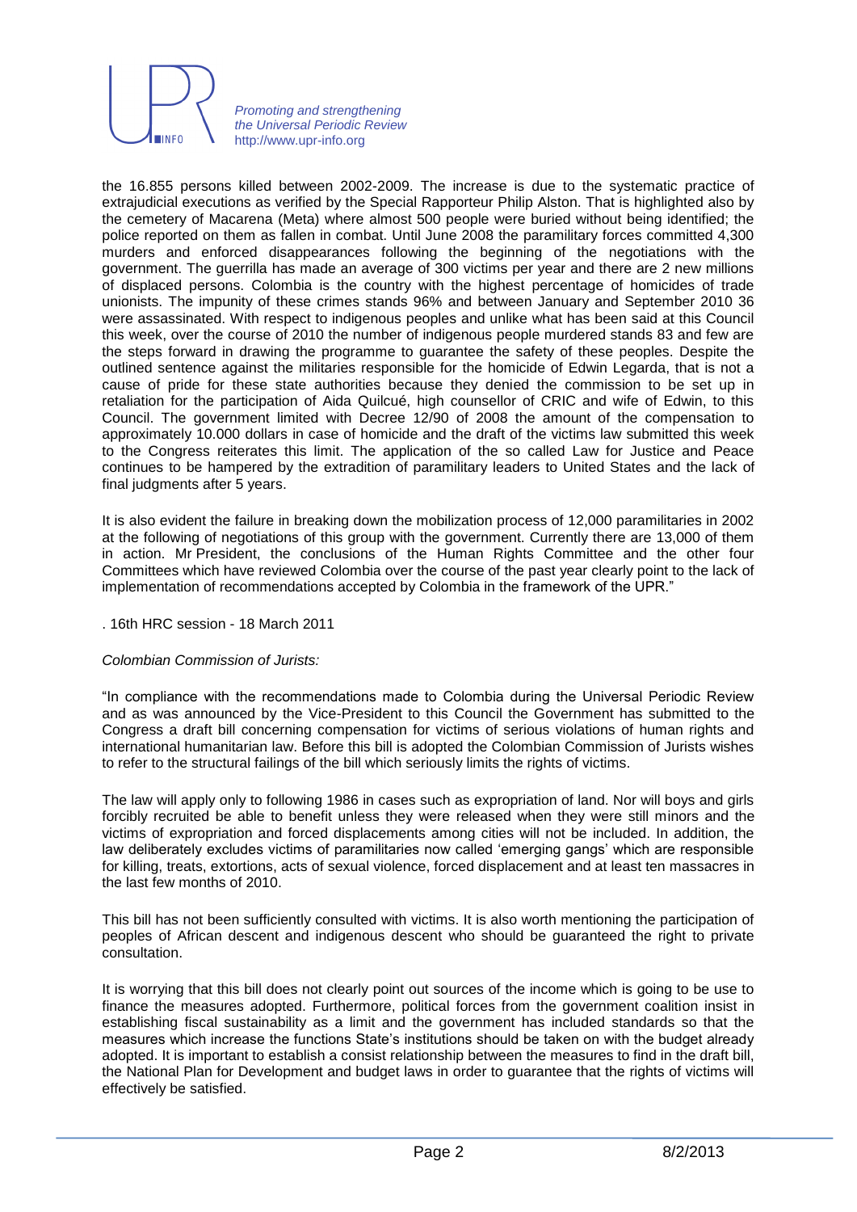the 16.855 persons killed between 2002-2009. The increase is due to the systematic practice of extrajudicial executions as verified by the Special Rapporteur Philip Alston. That is highlighted also by the cemetery of Macarena (Meta) where almost 500 people were buried without being identified; the police reported on them as fallen in combat. Until June 2008 the paramilitary forces committed 4,300 murders and enforced disappearances following the beginning of the negotiations with the government. The guerrilla has made an average of 300 victims per year and there are 2 new millions of displaced persons. Colombia is the country with the highest percentage of homicides of trade unionists. The impunity of these crimes stands 96% and between January and September 2010 36 were assassinated. With respect to indigenous peoples and unlike what has been said at this Council this week, over the course of 2010 the number of indigenous people murdered stands 83 and few are the steps forward in drawing the programme to guarantee the safety of these peoples. Despite the outlined sentence against the militaries responsible for the homicide of Edwin Legarda, that is not a cause of pride for these state authorities because they denied the commission to be set up in retaliation for the participation of Aida Quilcué, high counsellor of CRIC and wife of Edwin, to this Council. The government limited with Decree 12/90 of 2008 the amount of the compensation to approximately 10.000 dollars in case of homicide and the draft of the victims law submitted this week to the Congress reiterates this limit. The application of the so called Law for Justice and Peace continues to be hampered by the extradition of paramilitary leaders to United States and the lack of final judgments after 5 years.

It is also evident the failure in breaking down the mobilization process of 12,000 paramilitaries in 2002 at the following of negotiations of this group with the government. Currently there are 13,000 of them in action. Mr President, the conclusions of the Human Rights Committee and the other four Committees which have reviewed Colombia over the course of the past year clearly point to the lack of implementation of recommendations accepted by Colombia in the framework of the UPR."

. 16th HRC session - 18 March 2011

*Colombian Commission of Jurists:*

"In compliance with the recommendations made to Colombia during the Universal Periodic Review and as was announced by the Vice-President to this Council the Government has submitted to the Congress a draft bill concerning compensation for victims of serious violations of human rights and international humanitarian law. Before this bill is adopted the Colombian Commission of Jurists wishes to refer to the structural failings of the bill which seriously limits the rights of victims.

The law will apply only to following 1986 in cases such as expropriation of land. Nor will boys and girls forcibly recruited be able to benefit unless they were released when they were still minors and the victims of expropriation and forced displacements among cities will not be included. In addition, the law deliberately excludes victims of paramilitaries now called 'emerging gangs' which are responsible for killing, treats, extortions, acts of sexual violence, forced displacement and at least ten massacres in the last few months of 2010.

This bill has not been sufficiently consulted with victims. It is also worth mentioning the participation of peoples of African descent and indigenous descent who should be guaranteed the right to private consultation.

It is worrying that this bill does not clearly point out sources of the income which is going to be use to finance the measures adopted. Furthermore, political forces from the government coalition insist in establishing fiscal sustainability as a limit and the government has included standards so that the measures which increase the functions State's institutions should be taken on with the budget already adopted. It is important to establish a consist relationship between the measures to find in the draft bill, the National Plan for Development and budget laws in order to guarantee that the rights of victims will effectively be satisfied.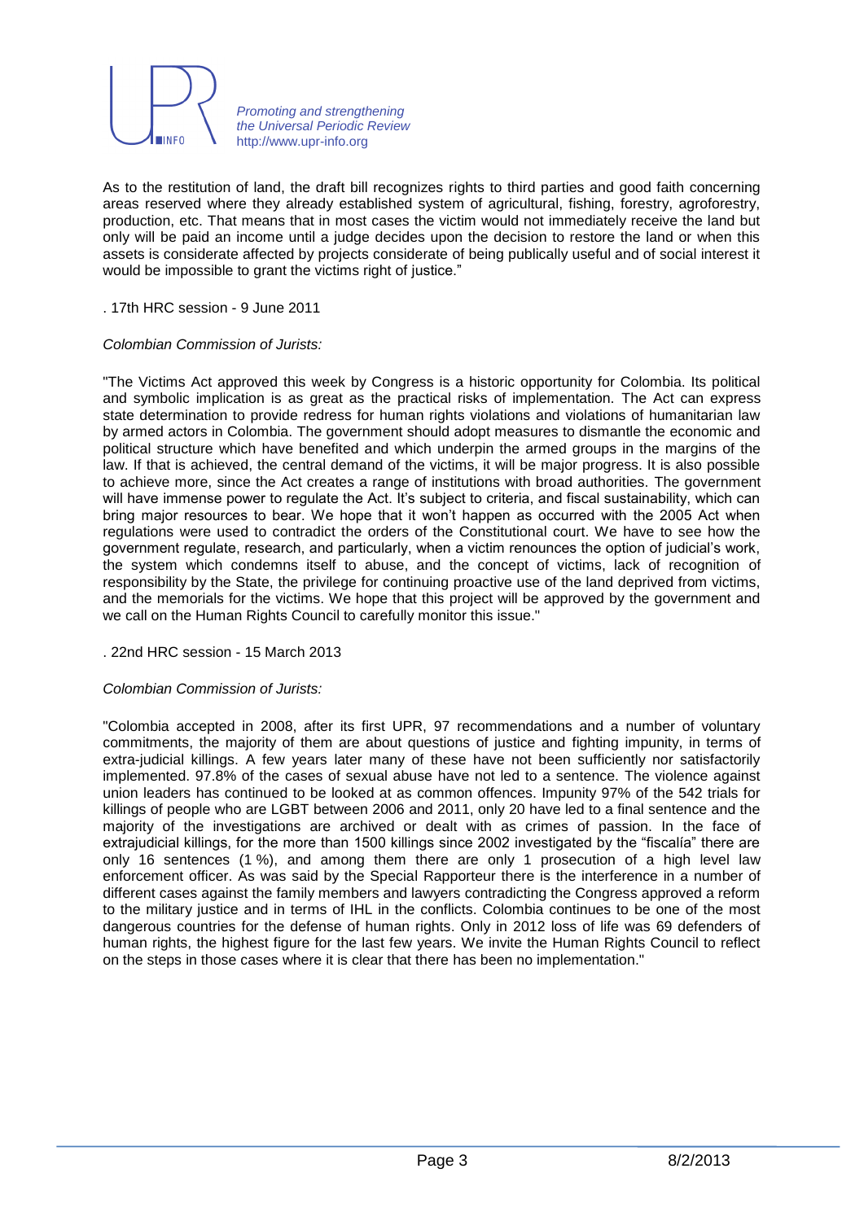As to the restitution of land, the draft bill recognizes rights to third parties and good faith concerning areas reserved where they already established system of agricultural, fishing, forestry, agroforestry, production, etc. That means that in most cases the victim would not immediately receive the land but only will be paid an income until a judge decides upon the decision to restore the land or when this assets is considerate affected by projects considerate of being publically useful and of social interest it would be impossible to grant the victims right of justice."

. 17th HRC session - 9 June 2011

*Colombian Commission of Jurists:*

"The Victims Act approved this week by Congress is a historic opportunity for Colombia. Its political and symbolic implication is as great as the practical risks of implementation. The Act can express state determination to provide redress for human rights violations and violations of humanitarian law by armed actors in Colombia. The government should adopt measures to dismantle the economic and political structure which have benefited and which underpin the armed groups in the margins of the law. If that is achieved, the central demand of the victims, it will be major progress. It is also possible to achieve more, since the Act creates a range of institutions with broad authorities. The government will have immense power to regulate the Act. It's subject to criteria, and fiscal sustainability, which can bring major resources to bear. We hope that it won't happen as occurred with the 2005 Act when regulations were used to contradict the orders of the Constitutional court. We have to see how the government regulate, research, and particularly, when a victim renounces the option of judicial's work, the system which condemns itself to abuse, and the concept of victims, lack of recognition of responsibility by the State, the privilege for continuing proactive use of the land deprived from victims, and the memorials for the victims. We hope that this project will be approved by the government and we call on the Human Rights Council to carefully monitor this issue."

. 22nd HRC session - 15 March 2013

*Colombian Commission of Jurists:*

"Colombia accepted in 2008, after its first UPR, 97 recommendations and a number of voluntary commitments, the majority of them are about questions of justice and fighting impunity, in terms of extra-judicial killings. A few years later many of these have not been sufficiently nor satisfactorily implemented. 97.8% of the cases of sexual abuse have not led to a sentence. The violence against union leaders has continued to be looked at as common offences. Impunity 97% of the 542 trials for killings of people who are LGBT between 2006 and 2011, only 20 have led to a final sentence and the majority of the investigations are archived or dealt with as crimes of passion. In the face of extrajudicial killings, for the more than 1500 killings since 2002 investigated by the "fiscalía" there are only 16 sentences (1 %), and among them there are only 1 prosecution of a high level law enforcement officer. As was said by the Special Rapporteur there is the interference in a number of different cases against the family members and lawyers contradicting the Congress approved a reform to the military justice and in terms of IHL in the conflicts. Colombia continues to be one of the most dangerous countries for the defense of human rights. Only in 2012 loss of life was 69 defenders of human rights, the highest figure for the last few years. We invite the Human Rights Council to reflect on the steps in those cases where it is clear that there has been no implementation."